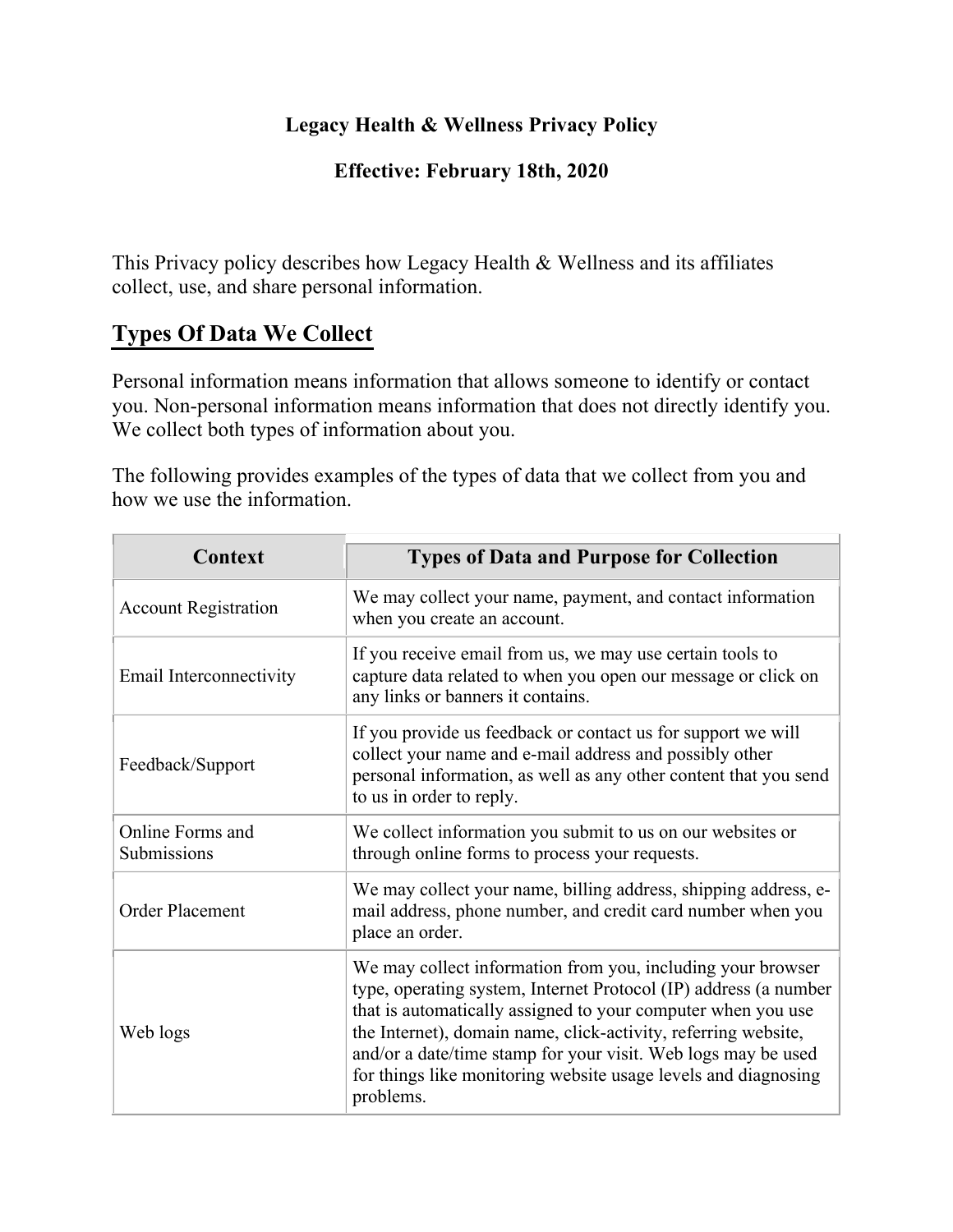**Legacy Health & Wellness Privacy Policy**

**Effective: February 18th, 2020**

This Privacy policy describes how Legacy Health & Wellness and its affiliates collect, use, and share personal information.

## Types Of Data We Collect

Personal information means information that allows someone to identify or contact you. Non-personal information means information that does not directly identify you. We collect both types of information about you.

The following provides examples of the types of data that we collect from you and how we use the information.

| Context | Types of Data and Purpose for Collection |
|---|---|
| Account Registration | We may collect your name, payment, and contact information when you create an account. |
| Email Interconnectivity | If you receive email from us, we may use certain tools to capture data related to when you open our message or click on any links or banners it contains. |
| Feedback/Support | If you provide us feedback or contact us for support we will collect your name and e-mail address and possibly other personal information, as well as any other content that you send to us in order to reply. |
| Online Forms and Submissions | We collect information you submit to us on our websites or through online forms to process your requests. |
| Order Placement | We may collect your name, billing address, shipping address, e-mail address, phone number, and credit card number when you place an order. |
| Web logs | We may collect information from you, including your browser type, operating system, Internet Protocol (IP) address (a number that is automatically assigned to your computer when you use the Internet), domain name, click-activity, referring website, and/or a date/time stamp for your visit. Web logs may be used for things like monitoring website usage levels and diagnosing problems. |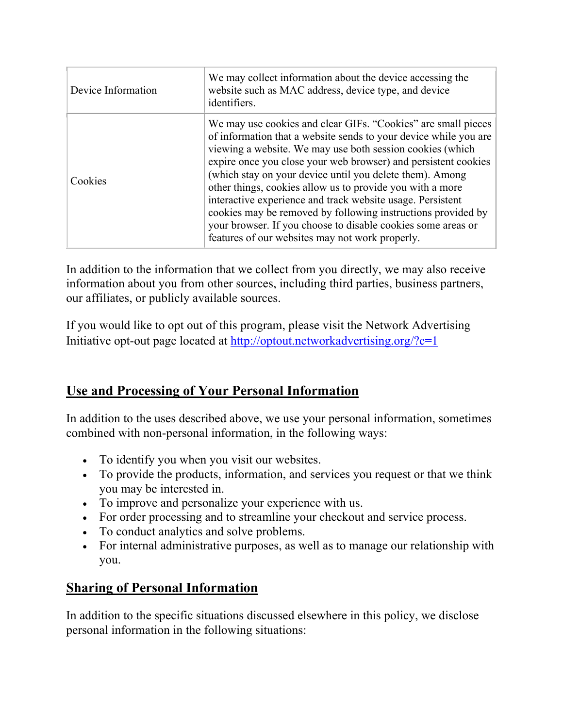| Device Information | We may collect information about the device accessing the website such as MAC address, device type, and device identifiers. |
|---|---|
| Cookies | We may use cookies and clear GIFs. "Cookies" are small pieces of information that a website sends to your device while you are viewing a website. We may use both session cookies (which expire once you close your web browser) and persistent cookies (which stay on your device until you delete them). Among other things, cookies allow us to provide you with a more interactive experience and track website usage. Persistent cookies may be removed by following instructions provided by your browser. If you choose to disable cookies some areas or features of our websites may not work properly. |

In addition to the information that we collect from you directly, we may also receive information about you from other sources, including third parties, business partners, our affiliates, or publicly available sources.

If you would like to opt out of this program, please visit the Network Advertising Initiative opt-out page located at http://optout.networkadvertising.org/?c=1

## Use and Processing of Your Personal Information

In addition to the uses described above, we use your personal information, sometimes combined with non-personal information, in the following ways:

- To identify you when you visit our websites.
- To provide the products, information, and services you request or that we think you may be interested in.
- To improve and personalize your experience with us.
- For order processing and to streamline your checkout and service process.
- To conduct analytics and solve problems.
- For internal administrative purposes, as well as to manage our relationship with you.

## Sharing of Personal Information

In addition to the specific situations discussed elsewhere in this policy, we disclose personal information in the following situations: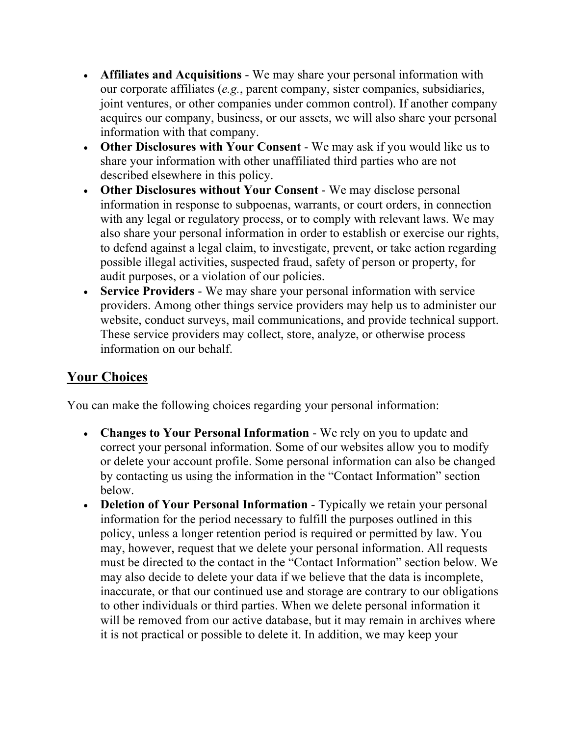- **Affiliates and Acquisitions** - We may share your personal information with our corporate affiliates (*e.g.*, parent company, sister companies, subsidiaries, joint ventures, or other companies under common control). If another company acquires our company, business, or our assets, we will also share your personal information with that company.
- **Other Disclosures with Your Consent** - We may ask if you would like us to share your information with other unaffiliated third parties who are not described elsewhere in this policy.
- **Other Disclosures without Your Consent** - We may disclose personal information in response to subpoenas, warrants, or court orders, in connection with any legal or regulatory process, or to comply with relevant laws. We may also share your personal information in order to establish or exercise our rights, to defend against a legal claim, to investigate, prevent, or take action regarding possible illegal activities, suspected fraud, safety of person or property, for audit purposes, or a violation of our policies.
- **Service Providers** - We may share your personal information with service providers. Among other things service providers may help us to administer our website, conduct surveys, mail communications, and provide technical support. These service providers may collect, store, analyze, or otherwise process information on our behalf.

## Your Choices

You can make the following choices regarding your personal information:

- **Changes to Your Personal Information** - We rely on you to update and correct your personal information. Some of our websites allow you to modify or delete your account profile. Some personal information can also be changed by contacting us using the information in the "Contact Information" section below.
- **Deletion of Your Personal Information** - Typically we retain your personal information for the period necessary to fulfill the purposes outlined in this policy, unless a longer retention period is required or permitted by law. You may, however, request that we delete your personal information. All requests must be directed to the contact in the "Contact Information" section below. We may also decide to delete your data if we believe that the data is incomplete, inaccurate, or that our continued use and storage are contrary to our obligations to other individuals or third parties. When we delete personal information it will be removed from our active database, but it may remain in archives where it is not practical or possible to delete it. In addition, we may keep your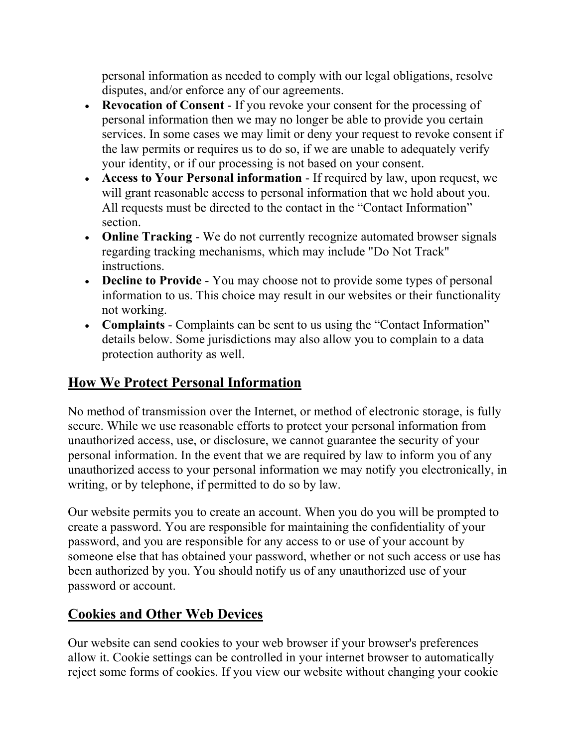personal information as needed to comply with our legal obligations, resolve disputes, and/or enforce any of our agreements.

- **Revocation of Consent** - If you revoke your consent for the processing of personal information then we may no longer be able to provide you certain services. In some cases we may limit or deny your request to revoke consent if the law permits or requires us to do so, if we are unable to adequately verify your identity, or if our processing is not based on your consent.
- **Access to Your Personal information** - If required by law, upon request, we will grant reasonable access to personal information that we hold about you. All requests must be directed to the contact in the “Contact Information” section.
- **Online Tracking** - We do not currently recognize automated browser signals regarding tracking mechanisms, which may include "Do Not Track" instructions.
- **Decline to Provide** - You may choose not to provide some types of personal information to us. This choice may result in our websites or their functionality not working.
- **Complaints** - Complaints can be sent to us using the “Contact Information” details below. Some jurisdictions may also allow you to complain to a data protection authority as well.

## How We Protect Personal Information

No method of transmission over the Internet, or method of electronic storage, is fully secure. While we use reasonable efforts to protect your personal information from unauthorized access, use, or disclosure, we cannot guarantee the security of your personal information. In the event that we are required by law to inform you of any unauthorized access to your personal information we may notify you electronically, in writing, or by telephone, if permitted to do so by law.

Our website permits you to create an account. When you do you will be prompted to create a password. You are responsible for maintaining the confidentiality of your password, and you are responsible for any access to or use of your account by someone else that has obtained your password, whether or not such access or use has been authorized by you. You should notify us of any unauthorized use of your password or account.

## Cookies and Other Web Devices

Our website can send cookies to your web browser if your browser's preferences allow it. Cookie settings can be controlled in your internet browser to automatically reject some forms of cookies. If you view our website without changing your cookie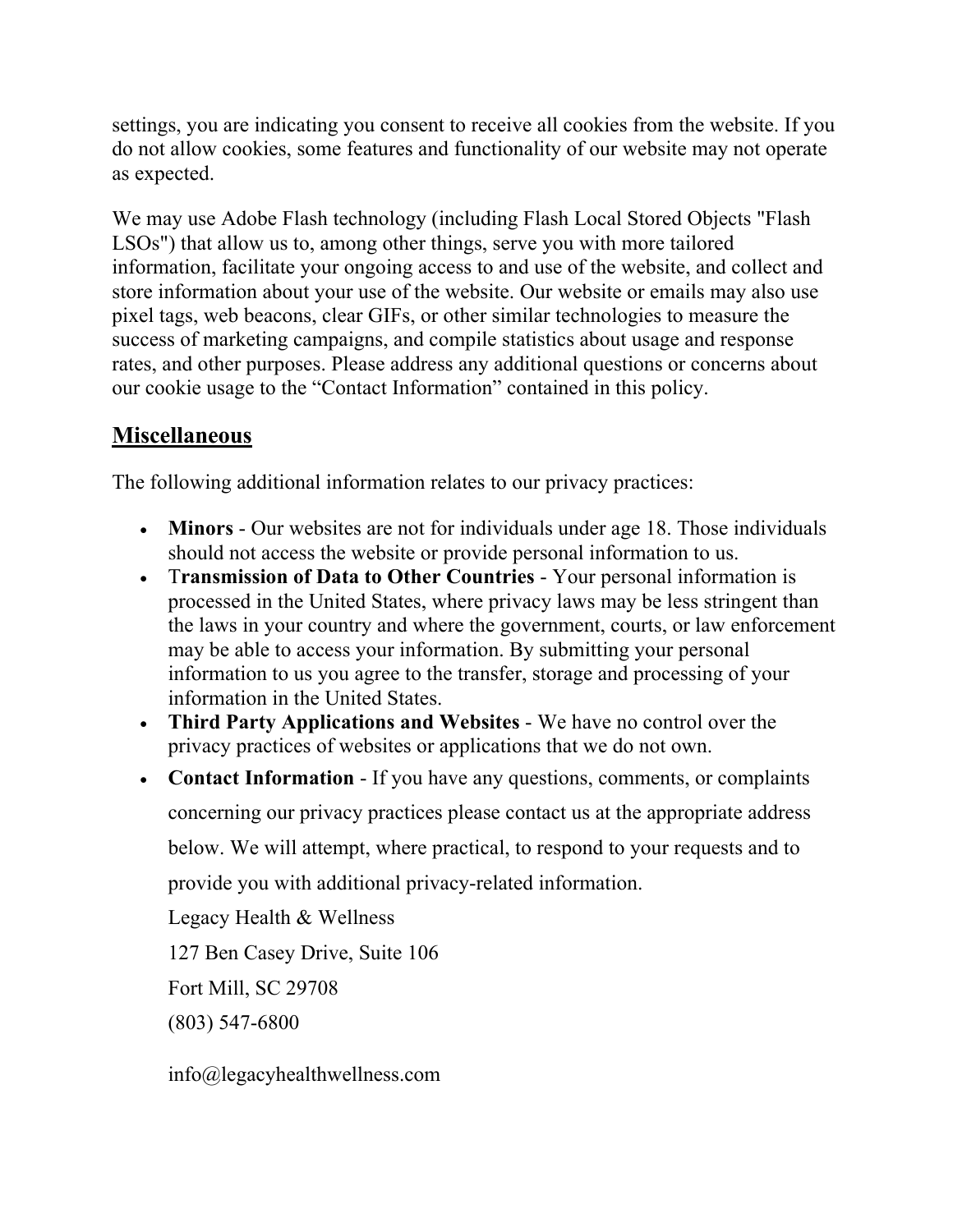settings, you are indicating you consent to receive all cookies from the website. If you do not allow cookies, some features and functionality of our website may not operate as expected.

We may use Adobe Flash technology (including Flash Local Stored Objects "Flash LSOs") that allow us to, among other things, serve you with more tailored information, facilitate your ongoing access to and use of the website, and collect and store information about your use of the website. Our website or emails may also use pixel tags, web beacons, clear GIFs, or other similar technologies to measure the success of marketing campaigns, and compile statistics about usage and response rates, and other purposes. Please address any additional questions or concerns about our cookie usage to the "Contact Information" contained in this policy.

## Miscellaneous

The following additional information relates to our privacy practices:

- **Minors** - Our websites are not for individuals under age 18. Those individuals should not access the website or provide personal information to us.
- T**ransmission of Data to Other Countries** - Your personal information is processed in the United States, where privacy laws may be less stringent than the laws in your country and where the government, courts, or law enforcement may be able to access your information. By submitting your personal information to us you agree to the transfer, storage and processing of your information in the United States.
- **Third Party Applications and Websites** - We have no control over the privacy practices of websites or applications that we do not own.
- **Contact Information** - If you have any questions, comments, or complaints concerning our privacy practices please contact us at the appropriate address below. We will attempt, where practical, to respond to your requests and to provide you with additional privacy-related information.

  Legacy Health & Wellness

  127 Ben Casey Drive, Suite 106

  Fort Mill, SC 29708

  (803) 547-6800

  info@legacyhealthwellness.com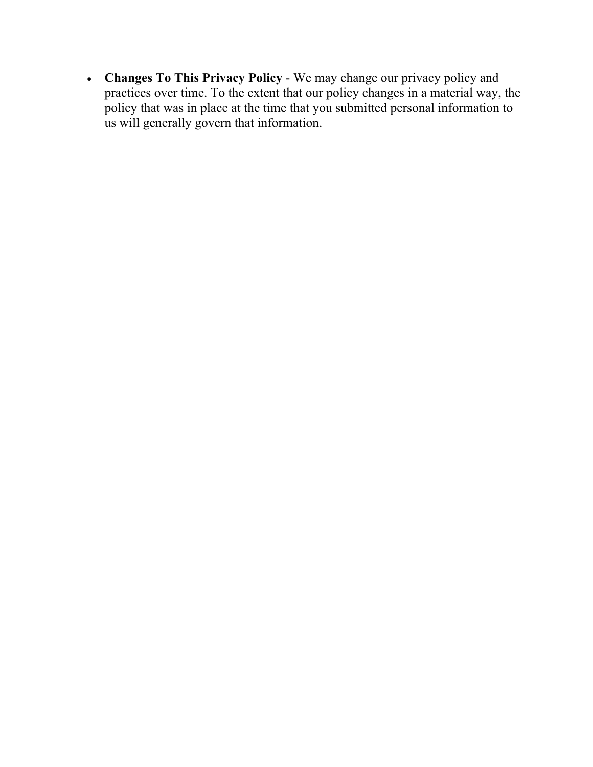- **Changes To This Privacy Policy** - We may change our privacy policy and practices over time. To the extent that our policy changes in a material way, the policy that was in place at the time that you submitted personal information to us will generally govern that information.